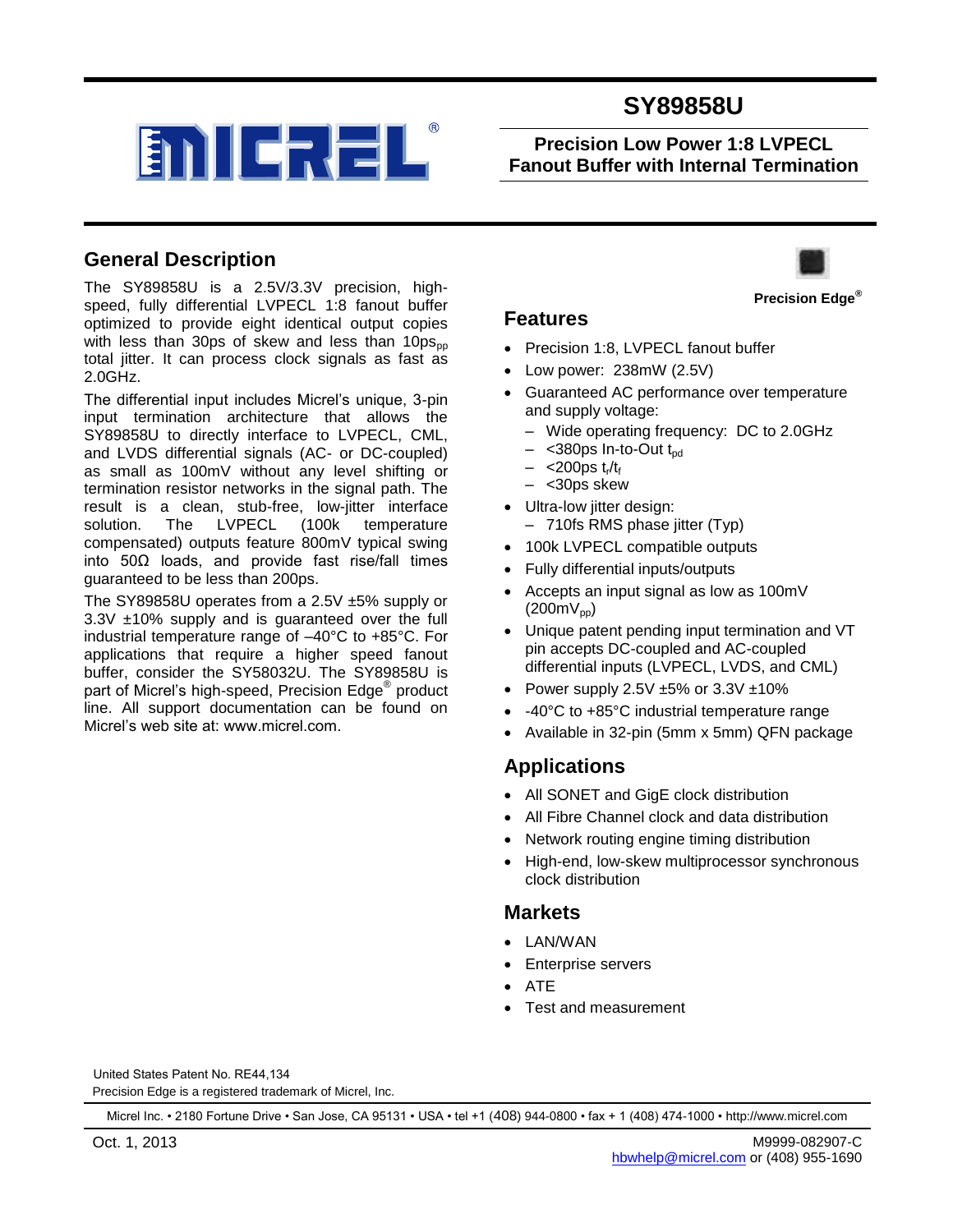# SY89858U

**Precision Low Power 1:8 LVPECL Fanout Buffer with Internal Termination**

## General Description

The SY89858U is a 2.5V/3.3V precision, high-speed, fully differential LVPECL 1:8 fanout buffer optimized to provide eight identical output copies with less than 30ps of skew and less than 10$ps_{pp}$ total jitter. It can process clock signals as fast as 2.0GHz.

The differential input includes Micrel's unique, 3-pin input termination architecture that allows the SY89858U to directly interface to LVPECL, CML, and LVDS differential signals (AC- or DC-coupled) as small as 100mV without any level shifting or termination resistor networks in the signal path. The result is a clean, stub-free, low-jitter interface solution. The LVPECL (100k temperature compensated) outputs feature 800mV typical swing into 50Ω loads, and provide fast rise/fall times guaranteed to be less than 200ps.

The SY89858U operates from a 2.5V ±5% supply or 3.3V ±10% supply and is guaranteed over the full industrial temperature range of –40°C to +85°C. For applications that require a higher speed fanout buffer, consider the SY58032U. The SY89858U is part of Micrel's high-speed, Precision Edge® product line. All support documentation can be found on Micrel's web site at: www.micrel.com.

**Precision Edge®**

## Features

- Precision 1:8, LVPECL fanout buffer
- Low power: 238mW (2.5V)
- Guaranteed AC performance over temperature and supply voltage:
  - Wide operating frequency: DC to 2.0GHz
  - <380ps In-to-Out $t_{pd}$
  - <200ps $t_r$/$t_f$
  - <30ps skew
- Ultra-low jitter design:
  - 710fs RMS phase jitter (Typ)
- 100k LVPECL compatible outputs
- Fully differential inputs/outputs
- Accepts an input signal as low as 100mV (200$mV_{pp}$)
- Unique patent pending input termination and VT pin accepts DC-coupled and AC-coupled differential inputs (LVPECL, LVDS, and CML)
- Power supply 2.5V ±5% or 3.3V ±10%
- -40°C to +85°C industrial temperature range
- Available in 32-pin (5mm x 5mm) QFN package

## Applications

- All SONET and GigE clock distribution
- All Fibre Channel clock and data distribution
- Network routing engine timing distribution
- High-end, low-skew multiprocessor synchronous clock distribution

## Markets

- LAN/WAN
- Enterprise servers
- ATE
- Test and measurement

United States Patent No. RE44,134
Precision Edge is a registered trademark of Micrel, Inc.

Micrel Inc. • 2180 Fortune Drive • San Jose, CA 95131 • USA • tel +1 (408) 944-0800 • fax + 1 (408) 474-1000 • http://www.micrel.com

Oct. 1, 2013

M9999-082907-C
hbwhelp@micrel.com or (408) 955-1690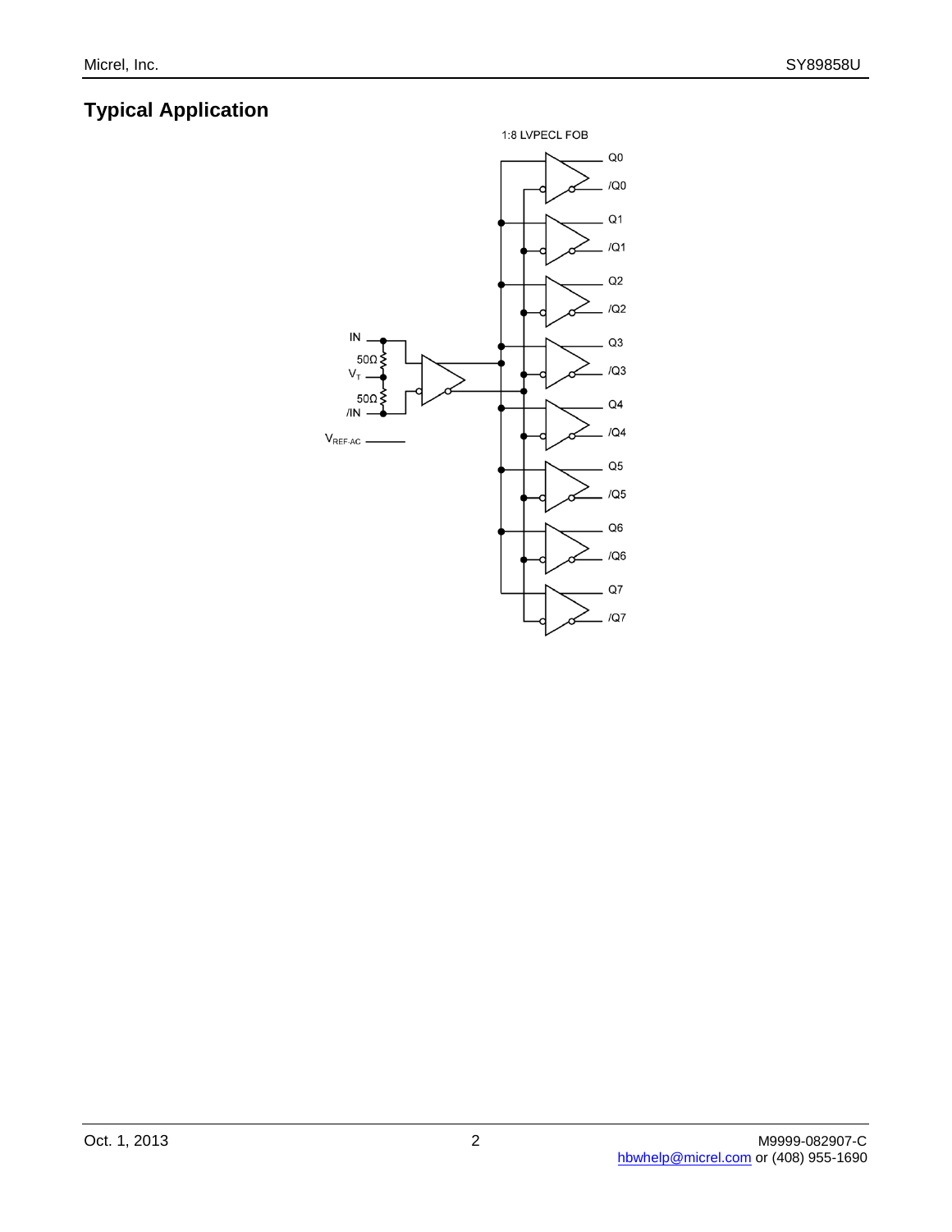## Typical Application

1:8 LVPECL FOB

IN

50Ω

$V_T$

50Ω

/IN

$V_{REF-AC}$

Q0

/Q0

Q1

/Q1

Q2

/Q2

Q3

/Q3

Q4

/Q4

Q5

/Q5

Q6

/Q6

Q7

/Q7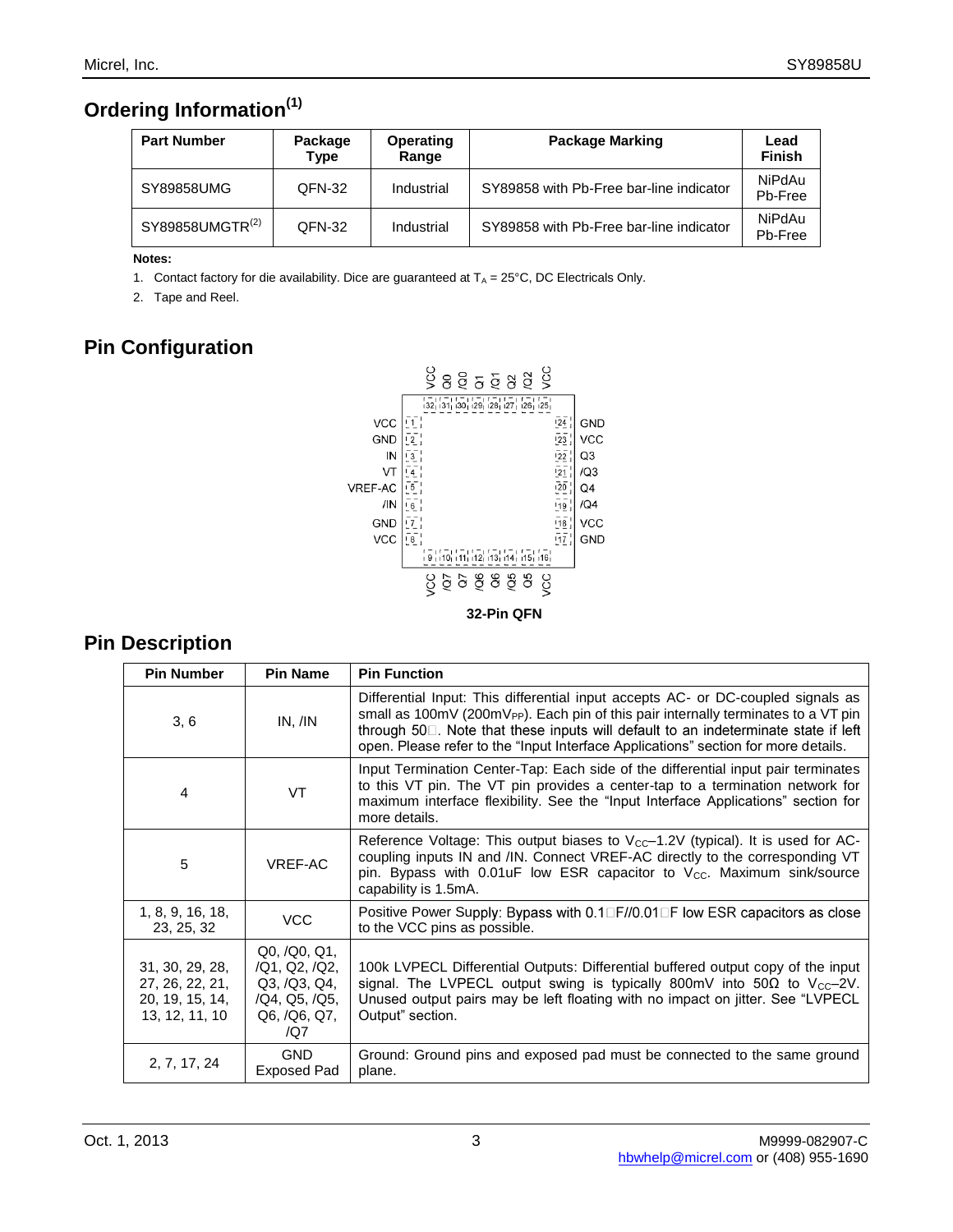## Ordering Information[1]

| Part Number | Package Type | Operating Range | Package Marking | Lead Finish |
|---|---|---|---|---|
| SY89858UMG | QFN-32 | Industrial | SY89858 with Pb-Free bar-line indicator | NiPdAu Pb-Free |
| SY89858UMGTR[2] | QFN-32 | Industrial | SY89858 with Pb-Free bar-line indicator | NiPdAu Pb-Free |

**Notes:**

1. Contact factory for die availability. Dice are guaranteed at $T_A$ = 25°C, DC Electricals Only.
2. Tape and Reel.

## Pin Configuration

Top pins (32–25): VCC, Q0, /Q0, Q1, /Q1, Q2, /Q2, VCC

Left pins (1–8): VCC, GND, IN, VT, VREF-AC, /IN, GND, VCC

Right pins (24–17): GND, VCC, Q3, /Q3, Q4, /Q4, VCC, GND

Bottom pins (9–16): VCC, /Q7, Q7, /Q6, Q6, /Q5, Q5, VCC

**32-Pin QFN**

## Pin Description

| Pin Number | Pin Name | Pin Function |
|---|---|---|
| 3, 6 | IN, /IN | Differential Input: This differential input accepts AC- or DC-coupled signals as small as 100mV (200mV$_{PP}$). Each pin of this pair internally terminates to a VT pin through 50Ω. Note that these inputs will default to an indeterminate state if left open. Please refer to the "Input Interface Applications" section for more details. |
| 4 | VT | Input Termination Center-Tap: Each side of the differential input pair terminates to this VT pin. The VT pin provides a center-tap to a termination network for maximum interface flexibility. See the "Input Interface Applications" section for more details. |
| 5 | VREF-AC | Reference Voltage: This output biases to $V_{CC}$–1.2V (typical). It is used for AC-coupling inputs IN and /IN. Connect VREF-AC directly to the corresponding VT pin. Bypass with 0.01uF low ESR capacitor to $V_{CC}$. Maximum sink/source capability is 1.5mA. |
| 1, 8, 9, 16, 18, 23, 25, 32 | VCC | Positive Power Supply: Bypass with 0.1µF//0.01µF low ESR capacitors as close to the VCC pins as possible. |
| 31, 30, 29, 28, 27, 26, 22, 21, 20, 19, 15, 14, 13, 12, 11, 10 | Q0, /Q0, Q1, /Q1, Q2, /Q2, Q3, /Q3, Q4, /Q4, Q5, /Q5, Q6, /Q6, Q7, /Q7 | 100k LVPECL Differential Outputs: Differential buffered output copy of the input signal. The LVPECL output swing is typically 800mV into 50Ω to $V_{CC}$–2V. Unused output pairs may be left floating with no impact on jitter. See "LVPECL Output" section. |
| 2, 7, 17, 24 | GND Exposed Pad | Ground: Ground pins and exposed pad must be connected to the same ground plane. |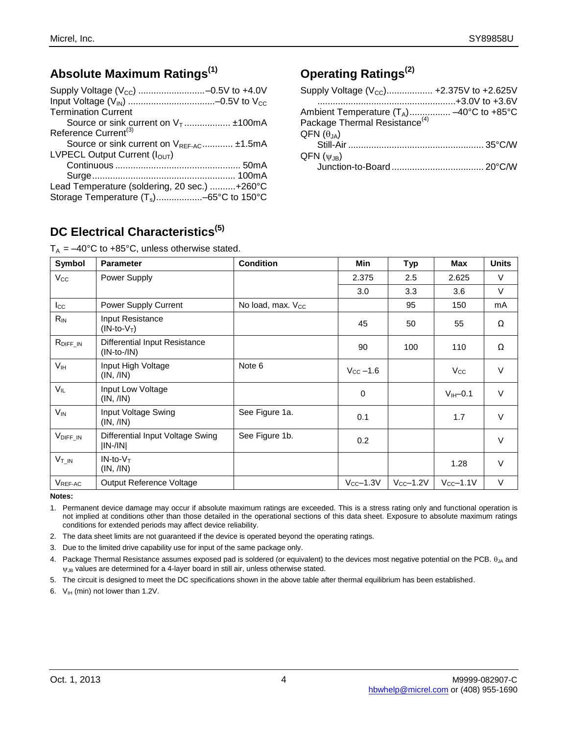## Absolute Maximum Ratings[1]

Supply Voltage ($V_{CC}$) ..........................–0.5V to +4.0V
Input Voltage ($V_{IN}$) ..................................–0.5V to $V_{CC}$
Termination Current
  Source or sink current on $V_T$ .................. ±100mA
Reference Current[3]
  Source or sink current on $V_{REF-AC}$ ............ ±1.5mA
LVPECL Output Current ($I_{OUT}$)
  Continuous ................................................ 50mA
  Surge....................................................... 100mA
Lead Temperature (soldering, 20 sec.) ..........+260°C
Storage Temperature ($T_s$)..................–65°C to 150°C

## Operating Ratings[2]

Supply Voltage ($V_{CC}$).................. +2.375V to +2.625V
  ......................................................+3.0V to +3.6V
Ambient Temperature ($T_A$)................ –40°C to +85°C
Package Thermal Resistance[4]
QFN ($\theta_{JA}$)
  Still-Air ..................................................... 35°C/W
QFN ($\psi_{JB}$)
  Junction-to-Board .................................... 20°C/W

## DC Electrical Characteristics[5]

$T_A$ = –40°C to +85°C, unless otherwise stated.

| Symbol | Parameter | Condition | Min | Typ | Max | Units |
|---|---|---|---|---|---|---|
| $V_{CC}$ | Power Supply | | 2.375 | 2.5 | 2.625 | V |
| | | | 3.0 | 3.3 | 3.6 | V |
| $I_{CC}$ | Power Supply Current | No load, max. $V_{CC}$ | | 95 | 150 | mA |
| $R_{IN}$ | Input Resistance (IN-to-$V_T$) | | 45 | 50 | 55 | Ω |
| $R_{DIFF\_IN}$ | Differential Input Resistance (IN-to-/IN) | | 90 | 100 | 110 | Ω |
| $V_{IH}$ | Input High Voltage (IN, /IN) | Note 6 | $V_{CC}$ –1.6 | | $V_{CC}$ | V |
| $V_{IL}$ | Input Low Voltage (IN, /IN) | | 0 | | $V_{IH}$–0.1 | V |
| $V_{IN}$ | Input Voltage Swing (IN, /IN) | See Figure 1a. | 0.1 | | 1.7 | V |
| $V_{DIFF\_IN}$ | Differential Input Voltage Swing \|IN-/IN\| | See Figure 1b. | 0.2 | | | V |
| $V_{T\_IN}$ | IN-to-$V_T$ (IN, /IN) | | | | 1.28 | V |
| $V_{REF-AC}$ | Output Reference Voltage | | $V_{CC}$–1.3V | $V_{CC}$–1.2V | $V_{CC}$–1.1V | V |

**Notes:**

1. Permanent device damage may occur if absolute maximum ratings are exceeded. This is a stress rating only and functional operation is not implied at conditions other than those detailed in the operational sections of this data sheet. Exposure to absolute maximum ratings conditions for extended periods may affect device reliability.
2. The data sheet limits are not guaranteed if the device is operated beyond the operating ratings.
3. Due to the limited drive capability use for input of the same package only.
4. Package Thermal Resistance assumes exposed pad is soldered (or equivalent) to the devices most negative potential on the PCB. $\theta_{JA}$ and $\psi_{JB}$ values are determined for a 4-layer board in still air, unless otherwise stated.
5. The circuit is designed to meet the DC specifications shown in the above table after thermal equilibrium has been established.
6. $V_{IH}$ (min) not lower than 1.2V.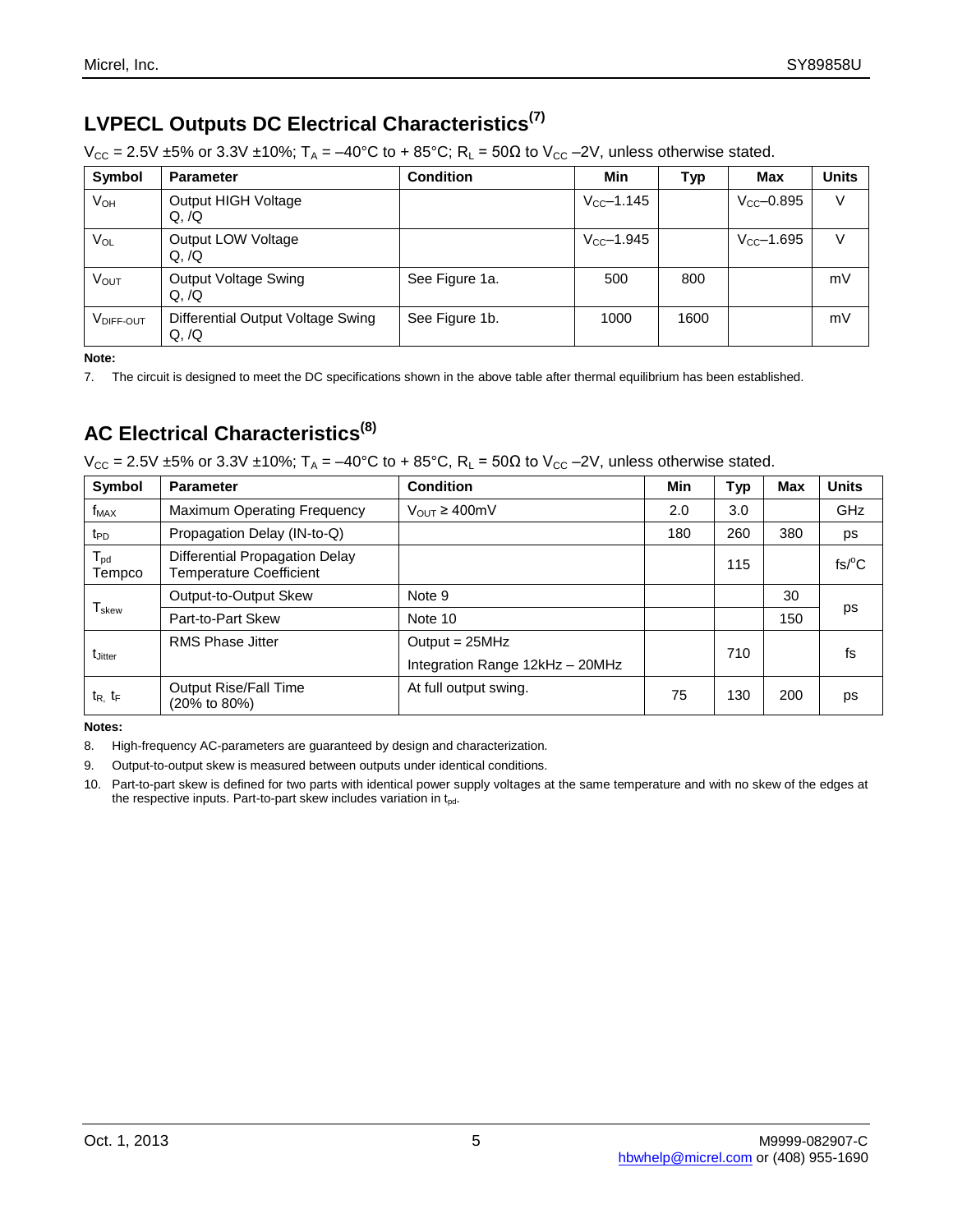## LVPECL Outputs DC Electrical Characteristics[7]

$V_{CC}$ = 2.5V ±5% or 3.3V ±10%; $T_A$ = –40°C to + 85°C; $R_L$ = 50Ω to $V_{CC}$ –2V, unless otherwise stated.

| Symbol | Parameter | Condition | Min | Typ | Max | Units |
|---|---|---|---|---|---|---|
| $V_{OH}$ | Output HIGH Voltage Q, /Q | | $V_{CC}$–1.145 | | $V_{CC}$–0.895 | V |
| $V_{OL}$ | Output LOW Voltage Q, /Q | | $V_{CC}$–1.945 | | $V_{CC}$–1.695 | V |
| $V_{OUT}$ | Output Voltage Swing Q, /Q | See Figure 1a. | 500 | 800 | | mV |
| $V_{DIFF\text{-}OUT}$ | Differential Output Voltage Swing Q, /Q | See Figure 1b. | 1000 | 1600 | | mV |

**Note:**

7. The circuit is designed to meet the DC specifications shown in the above table after thermal equilibrium has been established.

## AC Electrical Characteristics[8]

$V_{CC}$ = 2.5V ±5% or 3.3V ±10%; $T_A$ = –40°C to + 85°C, $R_L$ = 50Ω to $V_{CC}$ –2V, unless otherwise stated.

| Symbol | Parameter | Condition | Min | Typ | Max | Units |
|---|---|---|---|---|---|---|
| $f_{MAX}$ | Maximum Operating Frequency | $V_{OUT}$ ≥ 400mV | 2.0 | 3.0 | | GHz |
| $t_{PD}$ | Propagation Delay (IN-to-Q) | | 180 | 260 | 380 | ps |
| $T_{pd}$ Tempco | Differential Propagation Delay Temperature Coefficient | | | 115 | | fs/°C |
| $T_{skew}$ | Output-to-Output Skew | Note 9 | | | 30 | ps |
| | Part-to-Part Skew | Note 10 | | | 150 | ps |
| $t_{Jitter}$ | RMS Phase Jitter | Output = 25MHz<br>Integration Range 12kHz – 20MHz | | 710 | | fs |
| $t_R$, $t_F$ | Output Rise/Fall Time (20% to 80%) | At full output swing. | 75 | 130 | 200 | ps |

**Notes:**

8. High-frequency AC-parameters are guaranteed by design and characterization.
9. Output-to-output skew is measured between outputs under identical conditions.
10. Part-to-part skew is defined for two parts with identical power supply voltages at the same temperature and with no skew of the edges at the respective inputs. Part-to-part skew includes variation in $t_{pd}$.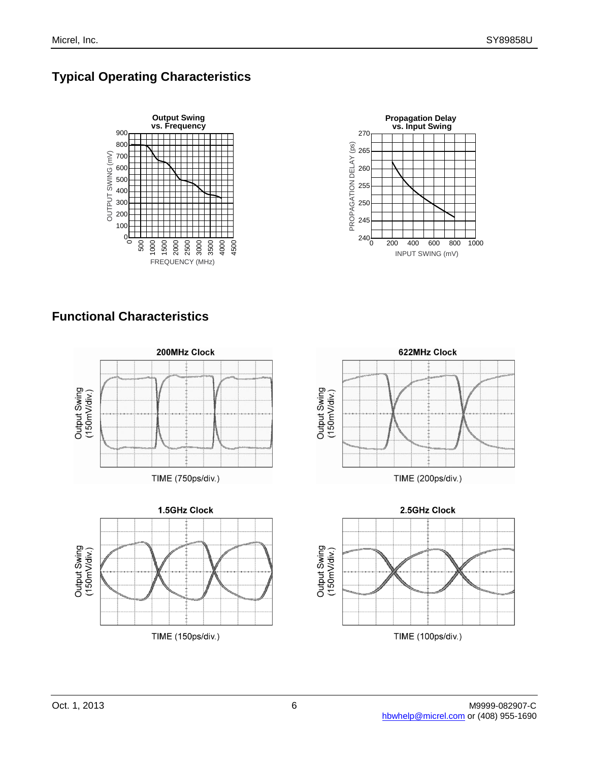## Typical Operating Characteristics

**Output Swing vs. Frequency**

OUTPUT SWING (mV)

FREQUENCY (MHz)

**Propagation Delay vs. Input Swing**

PROPAGATION DELAY (ps)

INPUT SWING (mV)

## Functional Characteristics

**200MHz Clock**

Output Swing (150mV/div.)

TIME (750ps/div.)

**622MHz Clock**

Output Swing (150mV/div.)

TIME (200ps/div.)

**1.5GHz Clock**

Output Swing (150mV/div.)

TIME (150ps/div.)

**2.5GHz Clock**

Output Swing (150mV/div.)

TIME (100ps/div.)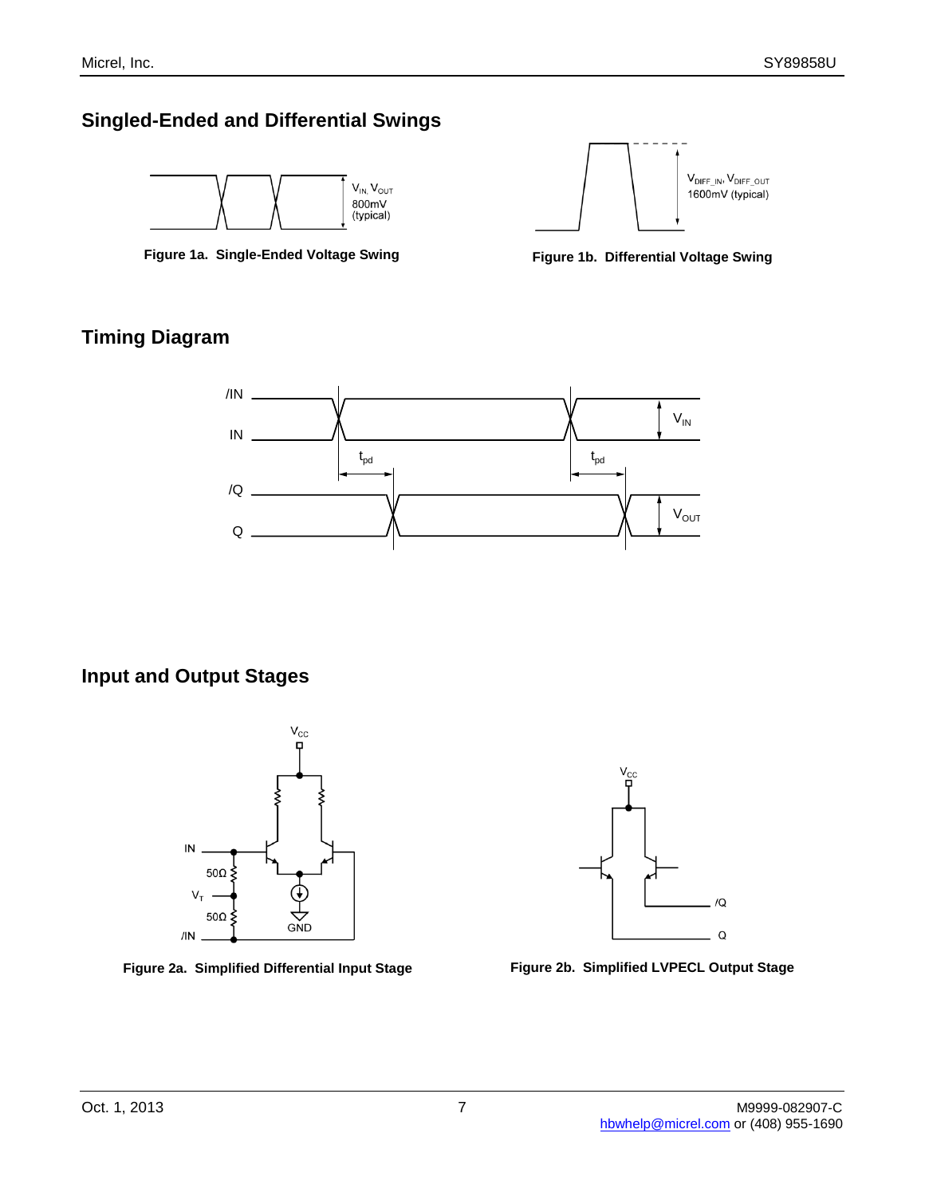## Singled-Ended and Differential Swings

Figure 1a. Single-Ended Voltage Swing

Figure 1b. Differential Voltage Swing

## Timing Diagram

## Input and Output Stages

Figure 2a. Simplified Differential Input Stage

Figure 2b. Simplified LVPECL Output Stage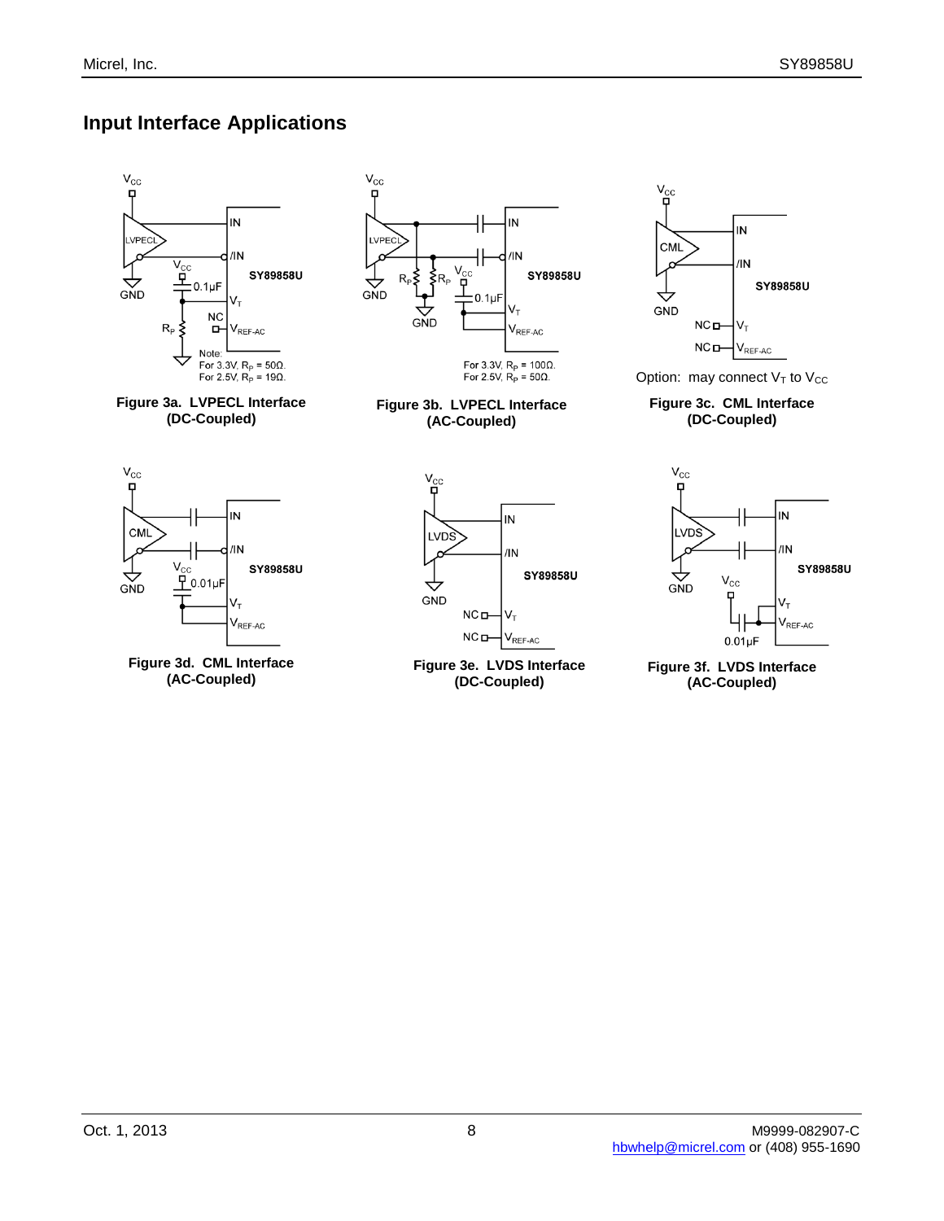## Input Interface Applications

Note: For 3.3V, $R_P$ = 50Ω. For 2.5V, $R_P$ = 19Ω.

**Figure 3a. LVPECL Interface (DC-Coupled)**

For 3.3V, $R_P$ = 100Ω. For 2.5V, $R_P$ = 50Ω.

**Figure 3b. LVPECL Interface (AC-Coupled)**

Option: may connect $V_T$ to $V_{CC}$

**Figure 3c. CML Interface (DC-Coupled)**

**Figure 3d. CML Interface (AC-Coupled)**

**Figure 3e. LVDS Interface (DC-Coupled)**

**Figure 3f. LVDS Interface (AC-Coupled)**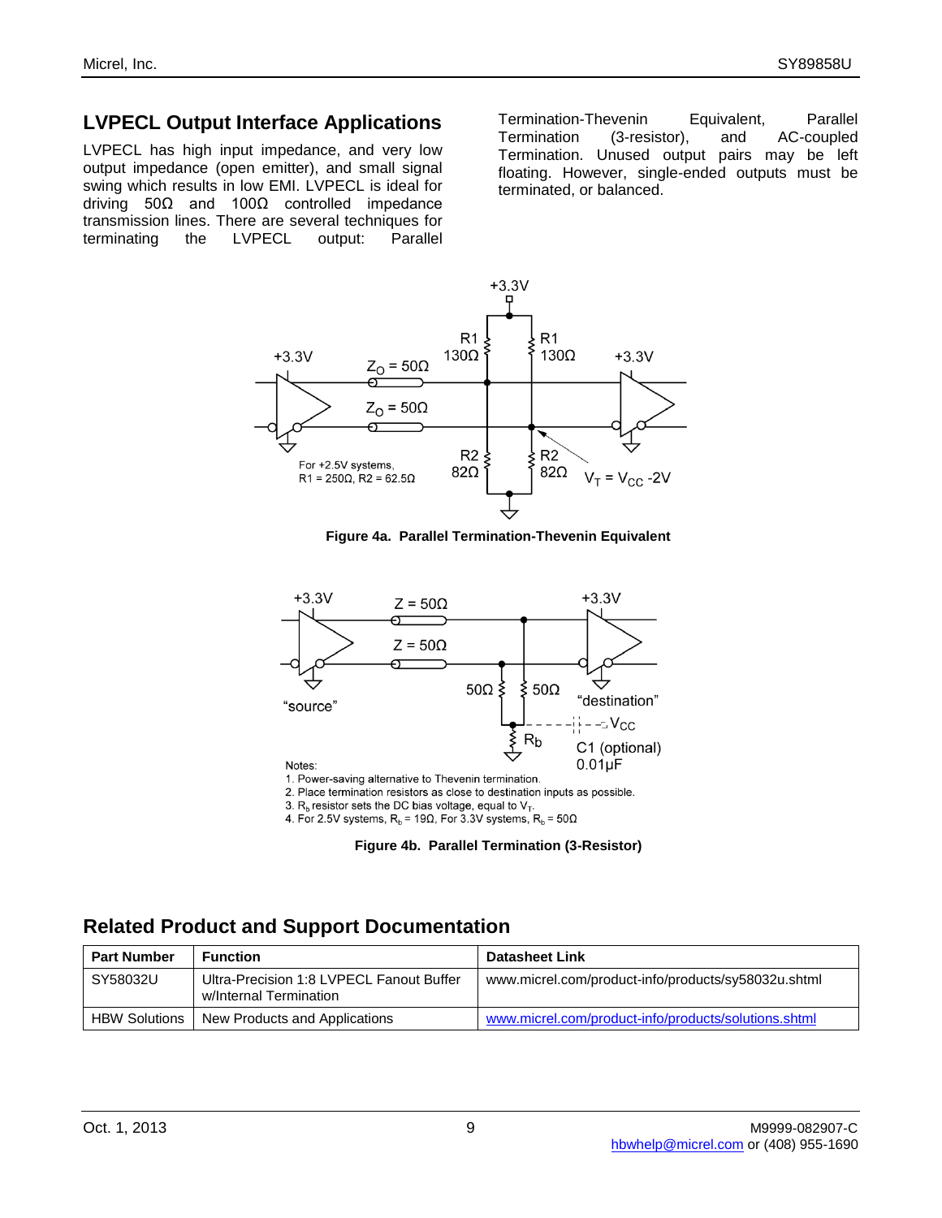## LVPECL Output Interface Applications

LVPECL has high input impedance, and very low output impedance (open emitter), and small signal swing which results in low EMI. LVPECL is ideal for driving 50Ω and 100Ω controlled impedance transmission lines. There are several techniques for terminating the LVPECL output: Parallel Termination-Thevenin Equivalent, Parallel Termination (3-resistor), and AC-coupled Termination. Unused output pairs may be left floating. However, single-ended outputs must be terminated, or balanced.

**Figure 4a. Parallel Termination-Thevenin Equivalent**

Notes:
1. Power-saving alternative to Thevenin termination.
2. Place termination resistors as close to destination inputs as possible.
3. $R_b$ resistor sets the DC bias voltage, equal to $V_T$.
4. For 2.5V systems, $R_b$ = 19Ω, For 3.3V systems, $R_b$ = 50Ω

**Figure 4b. Parallel Termination (3-Resistor)**

## Related Product and Support Documentation

| Part Number | Function | Datasheet Link |
|---|---|---|
| SY58032U | Ultra-Precision 1:8 LVPECL Fanout Buffer w/Internal Termination | www.micrel.com/product-info/products/sy58032u.shtml |
| HBW Solutions | New Products and Applications | www.micrel.com/product-info/products/solutions.shtml |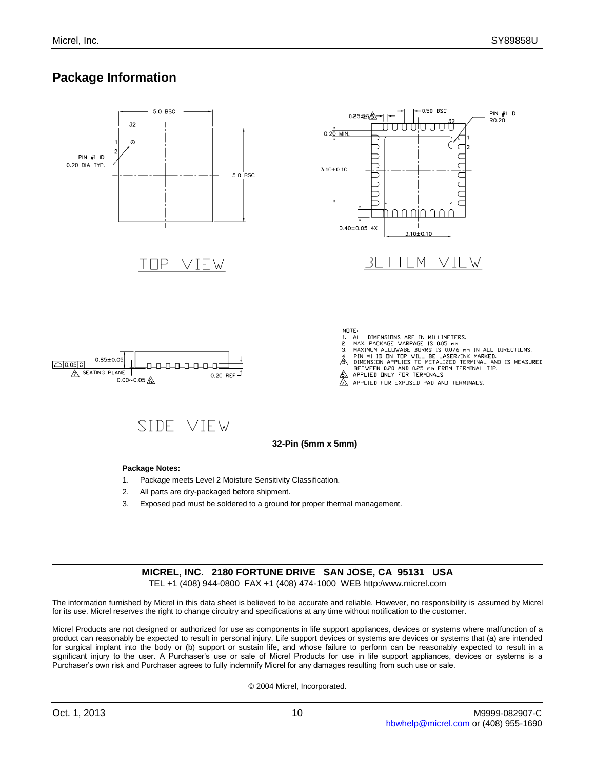## Package Information

TOP VIEW

5.0 BSC
32
1
2
PIN #1 ID
0.20 DIA TYP.
5.0 BSC

BOTTOM VIEW

0.25±0.05
0.50 BSC
PIN #1 ID
R0.20
32
1
2
0.20 MIN.
3.10±0.10
0.40±0.05 4X
3.10±0.10

SIDE VIEW

0.05 C
0.85±0.05
SEATING PLANE
0.00~0.05
0.20 REF

NOTE:
1. ALL DIMENSIONS ARE IN MILLIMETERS.
2. MAX. PACKAGE WARPAGE IS 0.05 mm.
3. MAXIMUM ALLOWABE BURRS IS 0.076 mm IN ALL DIRECTIONS.
4. PIN #1 ID ON TOP WILL BE LASER/INK MARKED.
5. DIMENSION APPLIES TO METALIZED TERMINAL AND IS MEASURED BETWEEN 0.20 AND 0.25 mm FROM TERMINAL TIP.
6. APPLIED ONLY FOR TERMINALS.
7. APPLIED FOR EXPOSED PAD AND TERMINALS.

**32-Pin (5mm x 5mm)**

**Package Notes:**

1. Package meets Level 2 Moisture Sensitivity Classification.
2. All parts are dry-packaged before shipment.
3. Exposed pad must be soldered to a ground for proper thermal management.

**MICREL, INC. 2180 FORTUNE DRIVE SAN JOSE, CA 95131 USA**

TEL +1 (408) 944-0800 FAX +1 (408) 474-1000 WEB http:/www.micrel.com

The information furnished by Micrel in this data sheet is believed to be accurate and reliable. However, no responsibility is assumed by Micrel for its use. Micrel reserves the right to change circuitry and specifications at any time without notification to the customer.

Micrel Products are not designed or authorized for use as components in life support appliances, devices or systems where malfunction of a product can reasonably be expected to result in personal injury. Life support devices or systems are devices or systems that (a) are intended for surgical implant into the body or (b) support or sustain life, and whose failure to perform can be reasonably expected to result in a significant injury to the user. A Purchaser's use or sale of Micrel Products for use in life support appliances, devices or systems is a Purchaser's own risk and Purchaser agrees to fully indemnify Micrel for any damages resulting from such use or sale.

© 2004 Micrel, Incorporated.